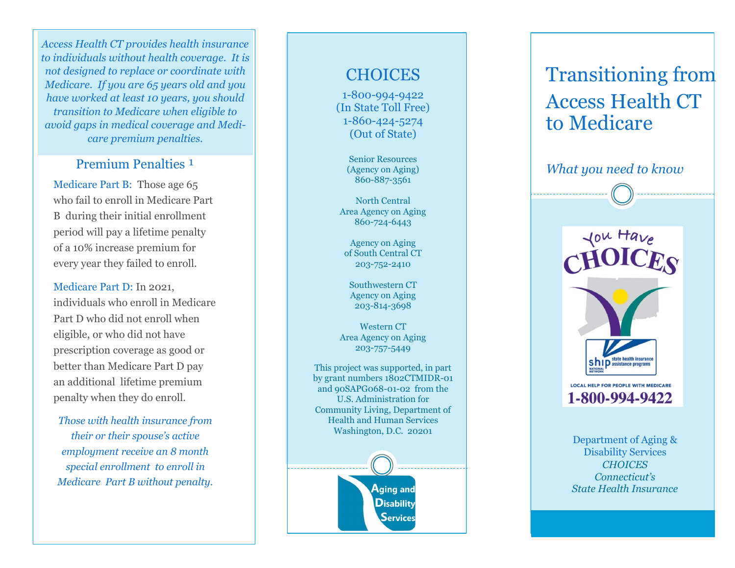*Access Health CT provides health insurance to individuals without health coverage. It is not designed to replace or coordinate with Medicare. If you are 65 years old and you have worked at least 10 years, you should transition to Medicare when eligible to avoid gaps in medical coverage and Medicare premium penalties.*

## Premium Penalties [1]

Medicare Part B: Those age 65 who fail to enroll in Medicare Part B during their initial enrollment period will pay a lifetime penalty of a 10% increase premium for every year they failed to enroll.

Medicare Part D: In 2021, individuals who enroll in Medicare Part D who did not enroll when eligible, or who did not have prescription coverage as good or better than Medicare Part D pay an additional lifetime premium penalty when they do enroll.

*Those with health insurance from their or their spouse's active employment receive an 8 month special enrollment to enroll in Medicare Part B without penalty.*

## CHOICES

1-800-994-9422
(In State Toll Free)
1-860-424-5274
(Out of State)

Senior Resources
(Agency on Aging)
860-887-3561

North Central
Area Agency on Aging
860-724-6443

Agency on Aging
of South Central CT
203-752-2410

Southwestern CT
Agency on Aging
203-814-3698

Western CT
Area Agency on Aging
203-757-5449

This project was supported, in part by grant numbers 1802CTMIDR-01 and 90SAPG068-01-02 from the U.S. Administration for Community Living, Department of Health and Human Services Washington, D.C. 20201

Aging and Disability Services

# Transitioning from Access Health CT to Medicare

*What you need to know*

You Have CHOICES

ship national network — state health insurance assistance programs

LOCAL HELP FOR PEOPLE WITH MEDICARE

**1-800-994-9422**

Department of Aging & Disability Services
*CHOICES*
*Connecticut's*
*State Health Insurance*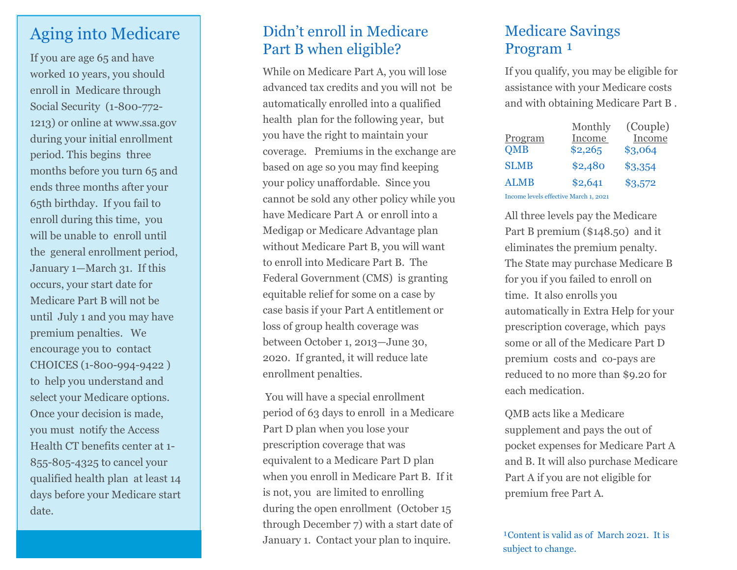## Aging into Medicare

If you are age 65 and have worked 10 years, you should enroll in Medicare through Social Security (1-800-772-1213) or online at www.ssa.gov during your initial enrollment period. This begins three months before you turn 65 and ends three months after your 65th birthday. If you fail to enroll during this time, you will be unable to enroll until the general enrollment period, January 1—March 31. If this occurs, your start date for Medicare Part B will not be until July 1 and you may have premium penalties. We encourage you to contact CHOICES (1-800-994-9422 ) to help you understand and select your Medicare options. Once your decision is made, you must notify the Access Health CT benefits center at 1-855-805-4325 to cancel your qualified health plan at least 14 days before your Medicare start date.

## Didn't enroll in Medicare Part B when eligible?

While on Medicare Part A, you will lose advanced tax credits and you will not be automatically enrolled into a qualified health plan for the following year, but you have the right to maintain your coverage. Premiums in the exchange are based on age so you may find keeping your policy unaffordable. Since you cannot be sold any other policy while you have Medicare Part A or enroll into a Medigap or Medicare Advantage plan without Medicare Part B, you will want to enroll into Medicare Part B. The Federal Government (CMS) is granting equitable relief for some on a case by case basis if your Part A entitlement or loss of group health coverage was between October 1, 2013—June 30, 2020. If granted, it will reduce late enrollment penalties.

You will have a special enrollment period of 63 days to enroll in a Medicare Part D plan when you lose your prescription coverage that was equivalent to a Medicare Part D plan when you enroll in Medicare Part B. If it is not, you are limited to enrolling during the open enrollment (October 15 through December 7) with a start date of January 1. Contact your plan to inquire.

## Medicare Savings Program [1]

If you qualify, you may be eligible for assistance with your Medicare costs and with obtaining Medicare Part B .

| Program | Monthly Income | (Couple) Income |
|---|---|---|
| QMB | $2,265 | $3,064 |
| SLMB | $2,480 | $3,354 |
| ALMB | $2,641 | $3,572 |

Income levels effective March 1, 2021

All three levels pay the Medicare Part B premium ($148.50) and it eliminates the premium penalty. The State may purchase Medicare B for you if you failed to enroll on time. It also enrolls you automatically in Extra Help for your prescription coverage, which pays some or all of the Medicare Part D premium costs and co-pays are reduced to no more than $9.20 for each medication.

QMB acts like a Medicare supplement and pays the out of pocket expenses for Medicare Part A and B. It will also purchase Medicare Part A if you are not eligible for premium free Part A.

[1] Content is valid as of March 2021. It is subject to change.